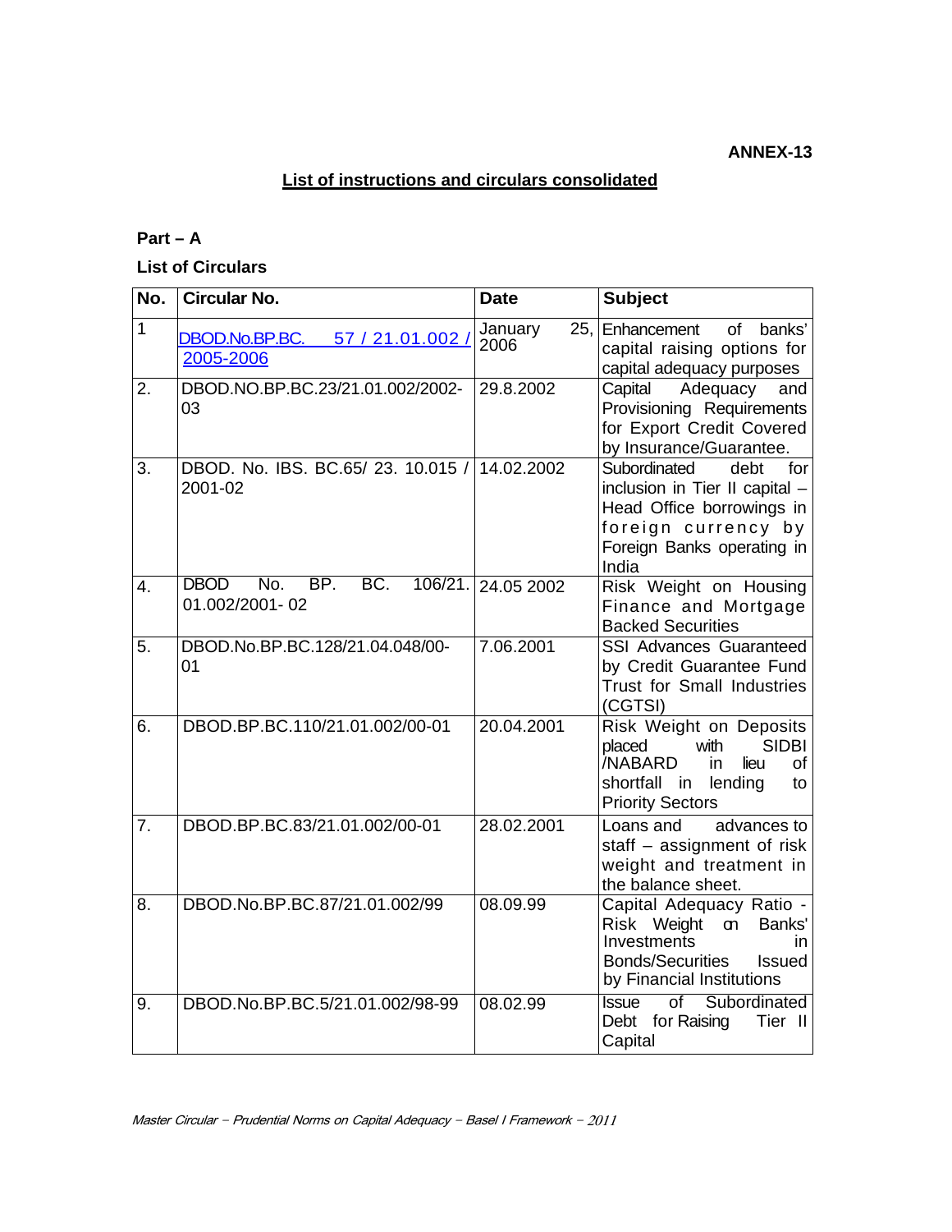**ANNEX-13**

## List of instructions and circulars consolidated

**Part – A**

**List of Circulars**

| No. | Circular No. | Date | Subject |
|---|---|---|---|
| 1 | DBOD.No.BP.BC. 57 / 21.01.002 / 2005-2006 | January 25, 2006 | Enhancement of banks' capital raising options for capital adequacy purposes |
| 2. | DBOD.NO.BP.BC.23/21.01.002/2002-03 | 29.8.2002 | Capital Adequacy and Provisioning Requirements for Export Credit Covered by Insurance/Guarantee. |
| 3. | DBOD. No. IBS. BC.65/ 23. 10.015 / 2001-02 | 14.02.2002 | Subordinated debt for inclusion in Tier II capital – Head Office borrowings in foreign currency by Foreign Banks operating in India |
| 4. | DBOD No. BP. BC. 106/21. 01.002/2001- 02 | 24.05 2002 | Risk Weight on Housing Finance and Mortgage Backed Securities |
| 5. | DBOD.No.BP.BC.128/21.04.048/00-01 | 7.06.2001 | SSI Advances Guaranteed by Credit Guarantee Fund Trust for Small Industries (CGTSI) |
| 6. | DBOD.BP.BC.110/21.01.002/00-01 | 20.04.2001 | Risk Weight on Deposits placed with SIDBI /NABARD in lieu of shortfall in lending to Priority Sectors |
| 7. | DBOD.BP.BC.83/21.01.002/00-01 | 28.02.2001 | Loans and advances to staff – assignment of risk weight and treatment in the balance sheet. |
| 8. | DBOD.No.BP.BC.87/21.01.002/99 | 08.09.99 | Capital Adequacy Ratio - Risk Weight on Banks' Investments in Bonds/Securities Issued by Financial Institutions |
| 9. | DBOD.No.BP.BC.5/21.01.002/98-99 | 08.02.99 | Issue of Subordinated Debt for Raising Tier II Capital |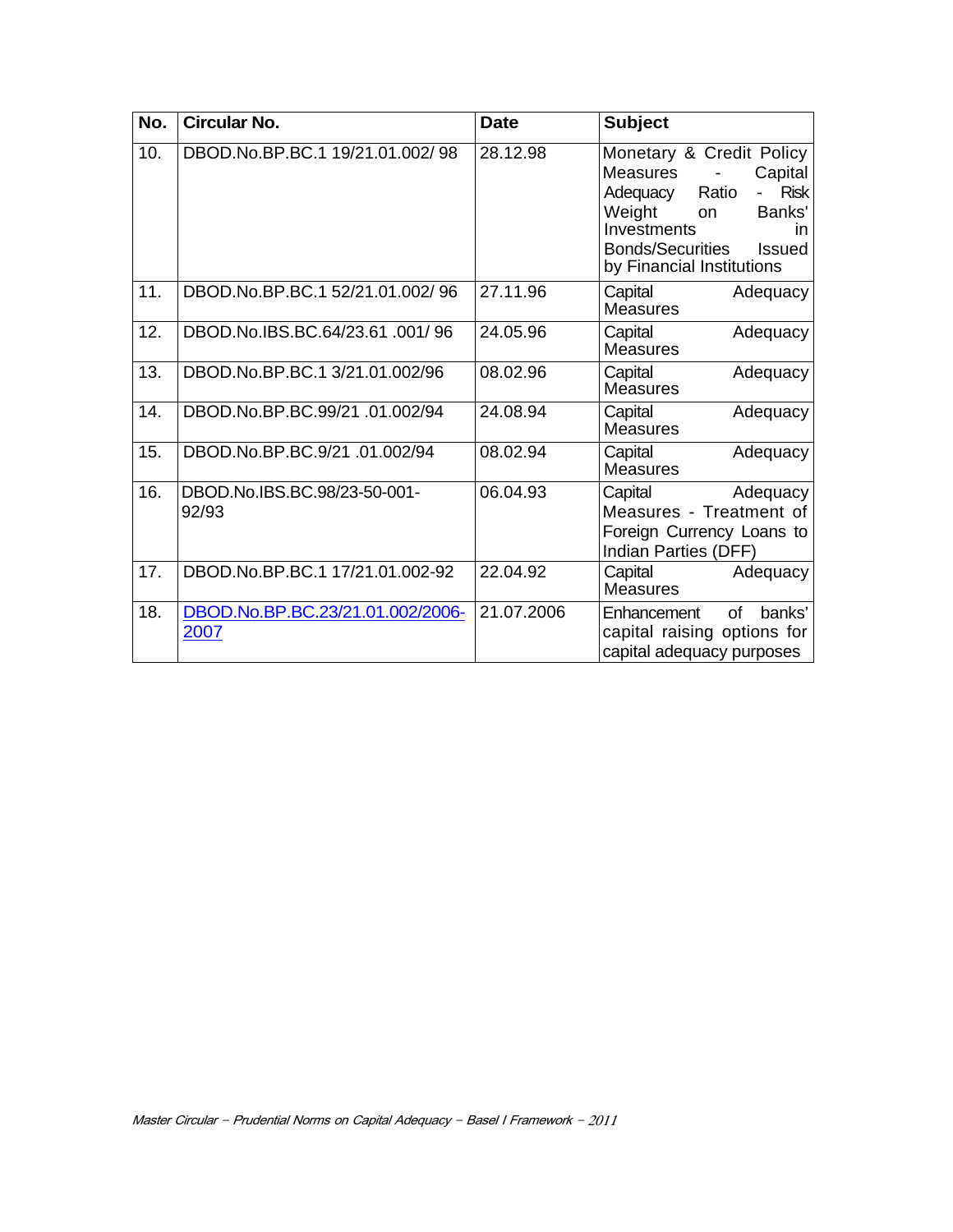| No. | Circular No. | Date | Subject |
|---|---|---|---|
| 10. | DBOD.No.BP.BC.1 19/21.01.002/ 98 | 28.12.98 | Monetary & Credit Policy Measures - Capital Adequacy Ratio - Risk Weight on Banks' Investments in Bonds/Securities Issued by Financial Institutions |
| 11. | DBOD.No.BP.BC.1 52/21.01.002/ 96 | 27.11.96 | Capital Adequacy Measures |
| 12. | DBOD.No.IBS.BC.64/23.61 .001/ 96 | 24.05.96 | Capital Adequacy Measures |
| 13. | DBOD.No.BP.BC.1 3/21.01.002/96 | 08.02.96 | Capital Adequacy Measures |
| 14. | DBOD.No.BP.BC.99/21 .01.002/94 | 24.08.94 | Capital Adequacy Measures |
| 15. | DBOD.No.BP.BC.9/21 .01.002/94 | 08.02.94 | Capital Adequacy Measures |
| 16. | DBOD.No.IBS.BC.98/23-50-001-92/93 | 06.04.93 | Capital Adequacy Measures - Treatment of Foreign Currency Loans to Indian Parties (DFF) |
| 17. | DBOD.No.BP.BC.1 17/21.01.002-92 | 22.04.92 | Capital Adequacy Measures |
| 18. | DBOD.No.BP.BC.23/21.01.002/2006-2007 | 21.07.2006 | Enhancement of banks' capital raising options for capital adequacy purposes |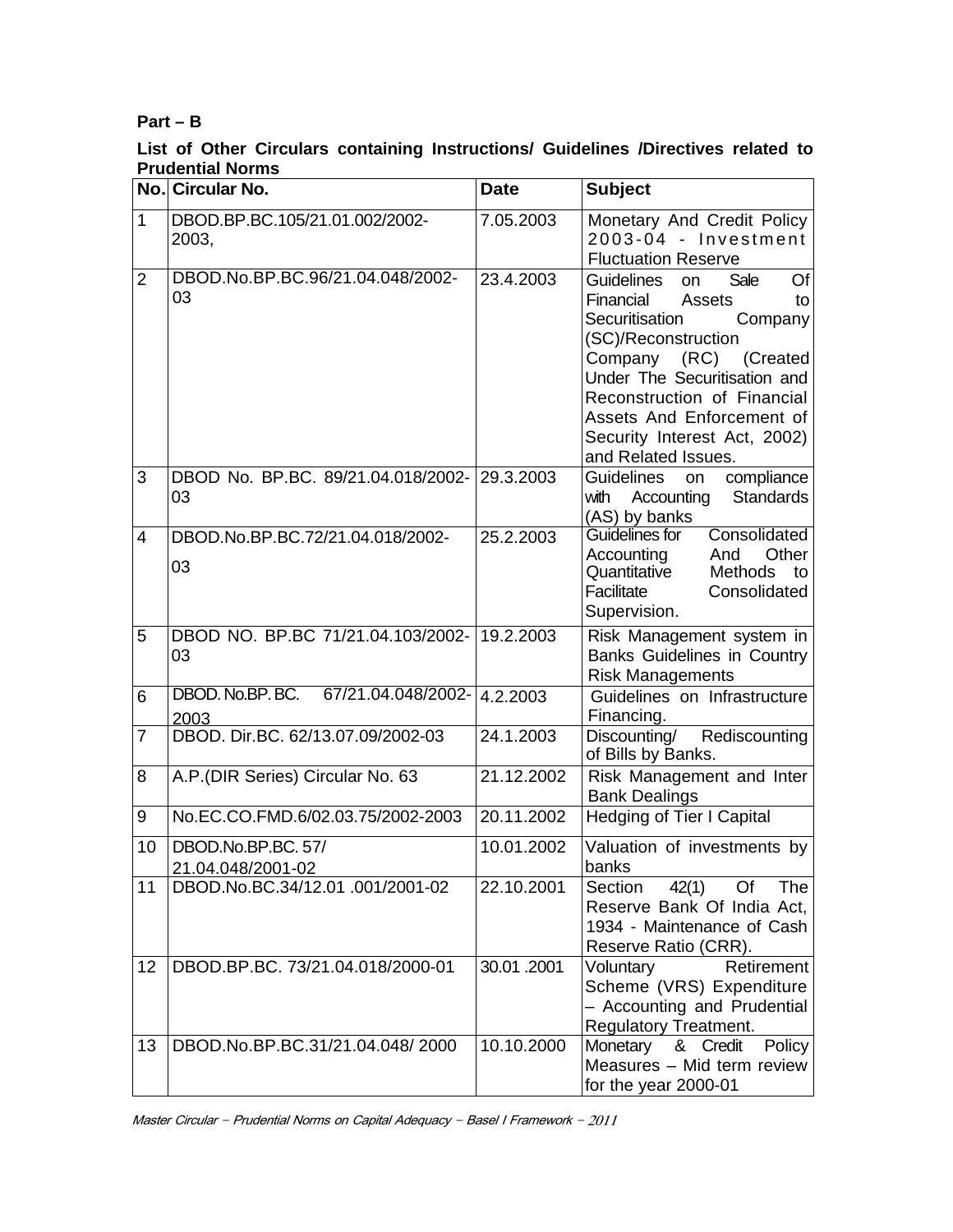**Part – B**

**List of Other Circulars containing Instructions/ Guidelines /Directives related to Prudential Norms**

| No. | Circular No. | Date | Subject |
|---|---|---|---|
| 1 | DBOD.BP.BC.105/21.01.002/2002-2003, | 7.05.2003 | Monetary And Credit Policy 2003-04 - Investment Fluctuation Reserve |
| 2 | DBOD.No.BP.BC.96/21.04.048/2002-03 | 23.4.2003 | Guidelines on Sale Of Financial Assets to Securitisation Company (SC)/Reconstruction Company (RC) (Created Under The Securitisation and Reconstruction of Financial Assets And Enforcement of Security Interest Act, 2002) and Related Issues. |
| 3 | DBOD No. BP.BC. 89/21.04.018/2002-03 | 29.3.2003 | Guidelines on compliance with Accounting Standards (AS) by banks |
| 4 | DBOD.No.BP.BC.72/21.04.018/2002-03 | 25.2.2003 | Guidelines for Consolidated Accounting And Other Quantitative Methods to Facilitate Consolidated Supervision. |
| 5 | DBOD NO. BP.BC 71/21.04.103/2002-03 | 19.2.2003 | Risk Management system in Banks Guidelines in Country Risk Managements |
| 6 | DBOD. No.BP. BC. 67/21.04.048/2002-2003 | 4.2.2003 | Guidelines on Infrastructure Financing. |
| 7 | DBOD. Dir.BC. 62/13.07.09/2002-03 | 24.1.2003 | Discounting/ Rediscounting of Bills by Banks. |
| 8 | A.P.(DIR Series) Circular No. 63 | 21.12.2002 | Risk Management and Inter Bank Dealings |
| 9 | No.EC.CO.FMD.6/02.03.75/2002-2003 | 20.11.2002 | Hedging of Tier I Capital |
| 10 | DBOD.No.BP.BC. 57/ 21.04.048/2001-02 | 10.01.2002 | Valuation of investments by banks |
| 11 | DBOD.No.BC.34/12.01 .001/2001-02 | 22.10.2001 | Section 42(1) Of The Reserve Bank Of India Act, 1934 - Maintenance of Cash Reserve Ratio (CRR). |
| 12 | DBOD.BP.BC. 73/21.04.018/2000-01 | 30.01 .2001 | Voluntary Retirement Scheme (VRS) Expenditure – Accounting and Prudential Regulatory Treatment. |
| 13 | DBOD.No.BP.BC.31/21.04.048/ 2000 | 10.10.2000 | Monetary & Credit Policy Measures – Mid term review for the year 2000-01 |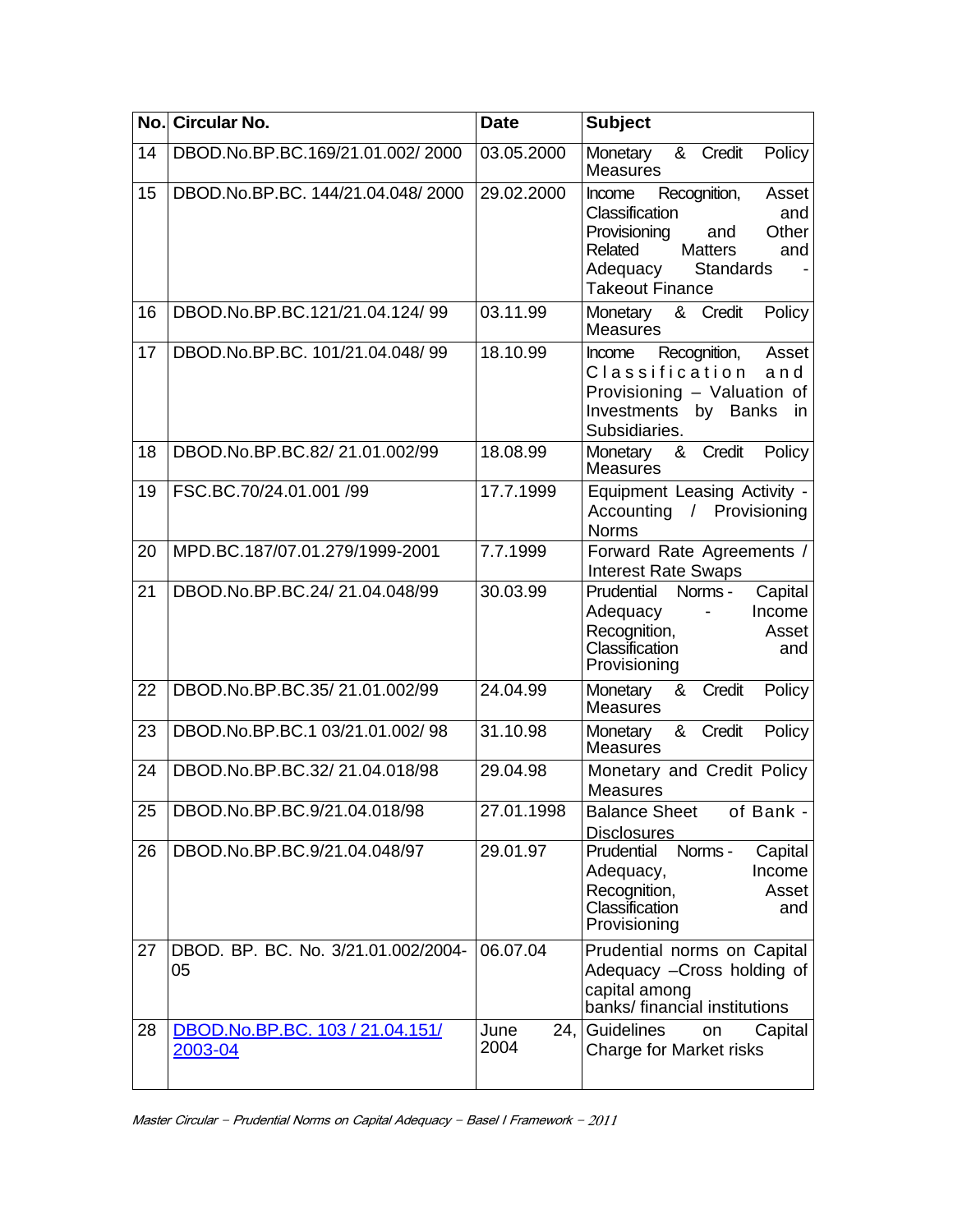| No. | Circular No. | Date | Subject |
|---|---|---|---|
| 14 | DBOD.No.BP.BC.169/21.01.002/ 2000 | 03.05.2000 | Monetary & Credit Policy Measures |
| 15 | DBOD.No.BP.BC. 144/21.04.048/ 2000 | 29.02.2000 | Income Recognition, Asset Classification and Provisioning and Other Related Matters and Adequacy Standards - Takeout Finance |
| 16 | DBOD.No.BP.BC.121/21.04.124/ 99 | 03.11.99 | Monetary & Credit Policy Measures |
| 17 | DBOD.No.BP.BC. 101/21.04.048/ 99 | 18.10.99 | Income Recognition, Asset Classification and Provisioning – Valuation of Investments by Banks in Subsidiaries. |
| 18 | DBOD.No.BP.BC.82/ 21.01.002/99 | 18.08.99 | Monetary & Credit Policy Measures |
| 19 | FSC.BC.70/24.01.001 /99 | 17.7.1999 | Equipment Leasing Activity - Accounting / Provisioning Norms |
| 20 | MPD.BC.187/07.01.279/1999-2001 | 7.7.1999 | Forward Rate Agreements / Interest Rate Swaps |
| 21 | DBOD.No.BP.BC.24/ 21.04.048/99 | 30.03.99 | Prudential Norms - Capital Adequacy - Income Recognition, Asset Classification and Provisioning |
| 22 | DBOD.No.BP.BC.35/ 21.01.002/99 | 24.04.99 | Monetary & Credit Policy Measures |
| 23 | DBOD.No.BP.BC.1 03/21.01.002/ 98 | 31.10.98 | Monetary & Credit Policy Measures |
| 24 | DBOD.No.BP.BC.32/ 21.04.018/98 | 29.04.98 | Monetary and Credit Policy Measures |
| 25 | DBOD.No.BP.BC.9/21.04.018/98 | 27.01.1998 | Balance Sheet of Bank - Disclosures |
| 26 | DBOD.No.BP.BC.9/21.04.048/97 | 29.01.97 | Prudential Norms - Capital Adequacy, Income Recognition, Asset Classification and Provisioning |
| 27 | DBOD. BP. BC. No. 3/21.01.002/2004-05 | 06.07.04 | Prudential norms on Capital Adequacy –Cross holding of capital among banks/ financial institutions |
| 28 | DBOD.No.BP.BC. 103 / 21.04.151/ 2003-04 | June 24, 2004 | Guidelines on Capital Charge for Market risks |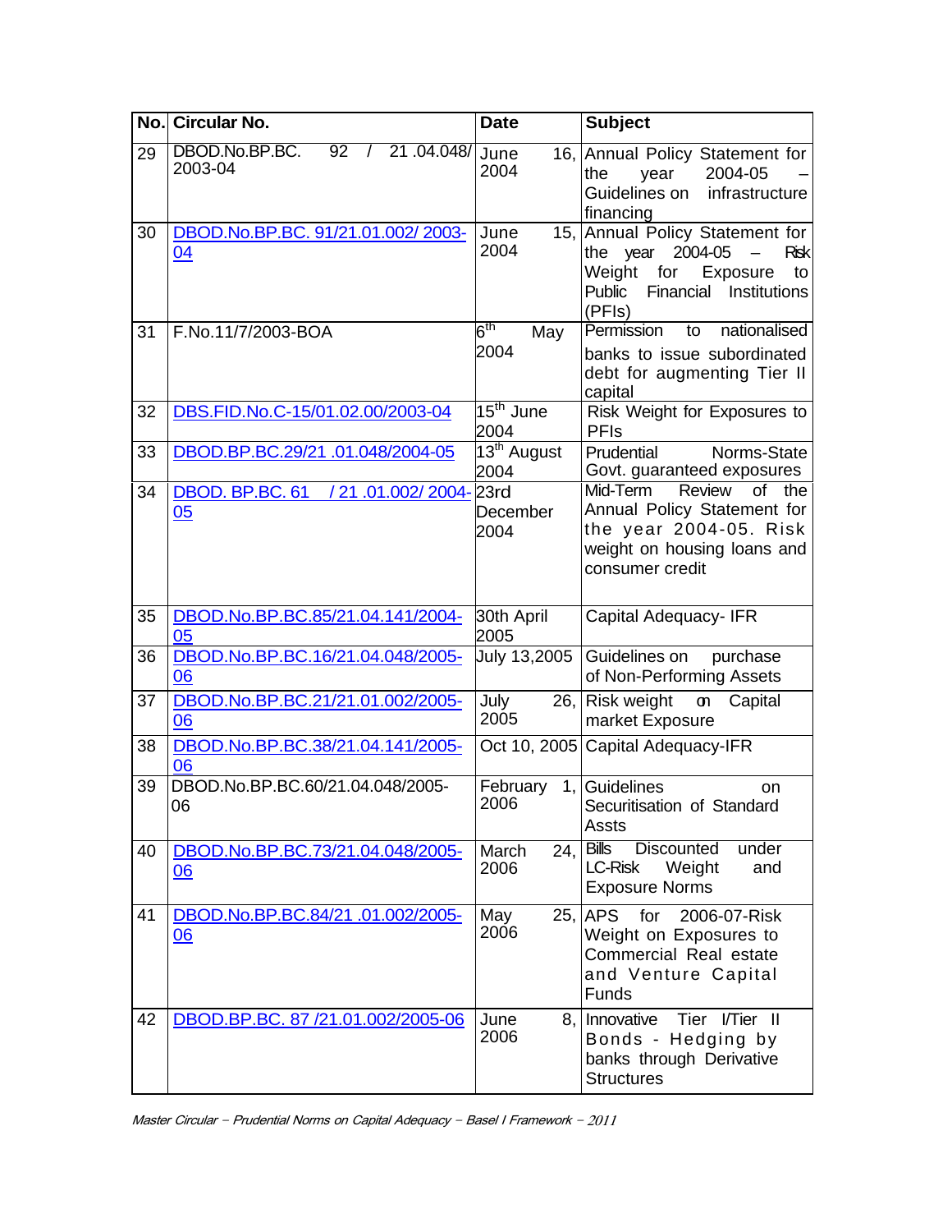| No. | Circular No. | Date | Subject |
|---|---|---|---|
| 29 | DBOD.No.BP.BC. 92 / 21 .04.048/ 2003-04 | June 16, 2004 | Annual Policy Statement for the year 2004-05 – Guidelines on infrastructure financing |
| 30 | DBOD.No.BP.BC. 91/21.01.002/ 2003-04 | June 15, 2004 | Annual Policy Statement for the year 2004-05 – Risk Weight for Exposure to Public Financial Institutions (PFIs) |
| 31 | F.No.11/7/2003-BOA | 6th May 2004 | Permission to nationalised banks to issue subordinated debt for augmenting Tier II capital |
| 32 | DBS.FID.No.C-15/01.02.00/2003-04 | 15th June 2004 | Risk Weight for Exposures to PFIs |
| 33 | DBOD.BP.BC.29/21 .01.048/2004-05 | 13th August 2004 | Prudential Norms-State Govt. guaranteed exposures |
| 34 | DBOD. BP.BC. 61 / 21 .01.002/ 2004-05 | 23rd December 2004 | Mid-Term Review of the Annual Policy Statement for the year 2004-05. Risk weight on housing loans and consumer credit |
| 35 | DBOD.No.BP.BC.85/21.04.141/2004-05 | 30th April 2005 | Capital Adequacy- IFR |
| 36 | DBOD.No.BP.BC.16/21.04.048/2005-06 | July 13,2005 | Guidelines on purchase of Non-Performing Assets |
| 37 | DBOD.No.BP.BC.21/21.01.002/2005-06 | July 26, 2005 | Risk weight on Capital market Exposure |
| 38 | DBOD.No.BP.BC.38/21.04.141/2005-06 | Oct 10, 2005 | Capital Adequacy-IFR |
| 39 | DBOD.No.BP.BC.60/21.04.048/2005-06 | February 1, 2006 | Guidelines on Securitisation of Standard Assts |
| 40 | DBOD.No.BP.BC.73/21.04.048/2005-06 | March 24, 2006 | Bills Discounted under LC-Risk Weight and Exposure Norms |
| 41 | DBOD.No.BP.BC.84/21 .01.002/2005-06 | May 25, 2006 | APS for 2006-07-Risk Weight on Exposures to Commercial Real estate and Venture Capital Funds |
| 42 | DBOD.BP.BC. 87 /21.01.002/2005-06 | June 8, 2006 | Innovative Tier I/Tier II Bonds - Hedging by banks through Derivative Structures |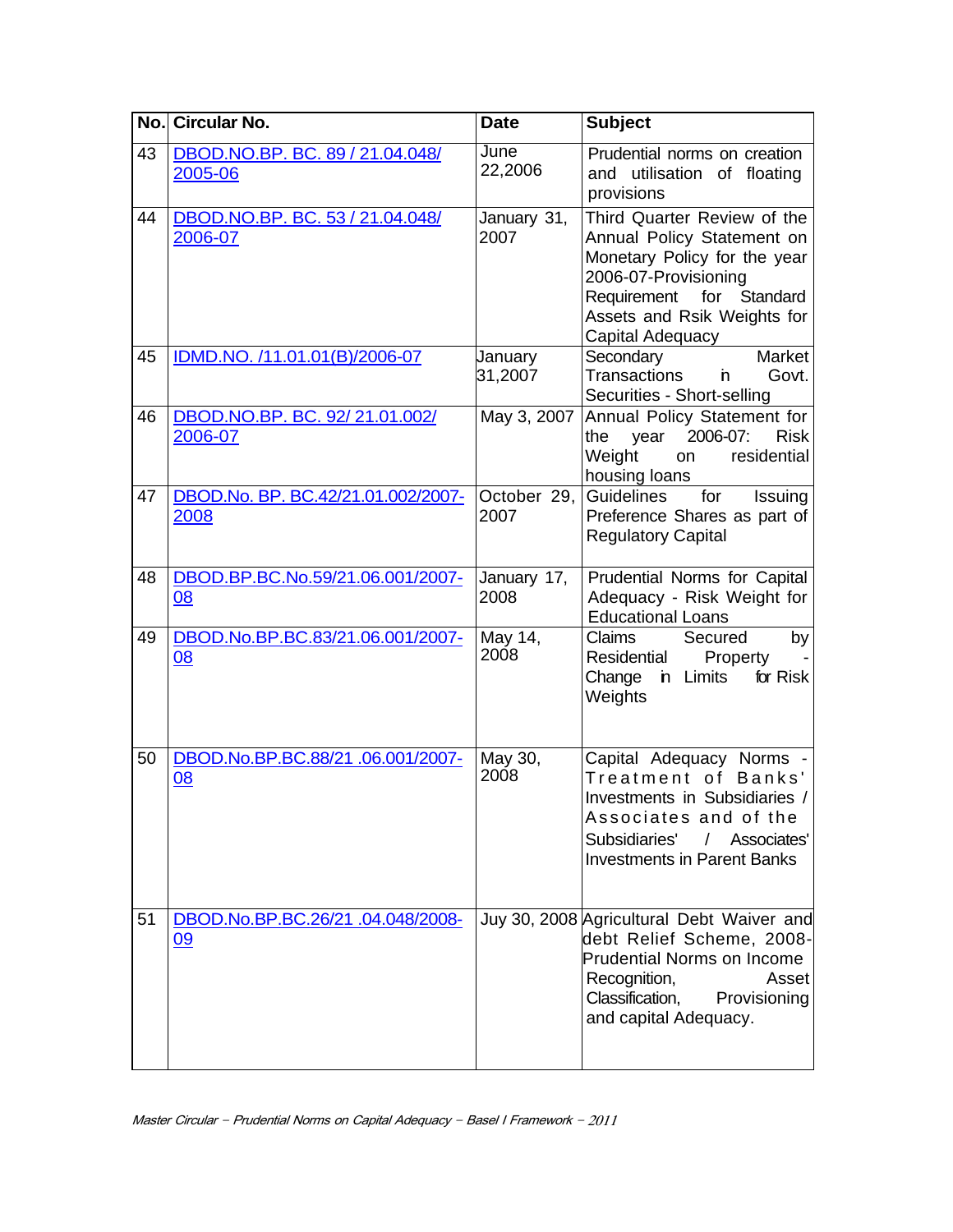| No. | Circular No. | Date | Subject |
|---|---|---|---|
| 43 | DBOD.NO.BP. BC. 89 / 21.04.048/ 2005-06 | June 22,2006 | Prudential norms on creation and utilisation of floating provisions |
| 44 | DBOD.NO.BP. BC. 53 / 21.04.048/ 2006-07 | January 31, 2007 | Third Quarter Review of the Annual Policy Statement on Monetary Policy for the year 2006-07-Provisioning Requirement for Standard Assets and Rsik Weights for Capital Adequacy |
| 45 | IDMD.NO. /11.01.01(B)/2006-07 | January 31,2007 | Secondary Market Transactions in Govt. Securities - Short-selling |
| 46 | DBOD.NO.BP. BC. 92/ 21.01.002/ 2006-07 | May 3, 2007 | Annual Policy Statement for the year 2006-07: Risk Weight on residential housing loans |
| 47 | DBOD.No. BP. BC.42/21.01.002/2007-2008 | October 29, 2007 | Guidelines for Issuing Preference Shares as part of Regulatory Capital |
| 48 | DBOD.BP.BC.No.59/21.06.001/2007-08 | January 17, 2008 | Prudential Norms for Capital Adequacy - Risk Weight for Educational Loans |
| 49 | DBOD.No.BP.BC.83/21.06.001/2007-08 | May 14, 2008 | Claims Secured by Residential Property - Change in Limits for Risk Weights |
| 50 | DBOD.No.BP.BC.88/21 .06.001/2007-08 | May 30, 2008 | Capital Adequacy Norms - Treatment of Banks' Investments in Subsidiaries / Associates and of the Subsidiaries' / Associates' Investments in Parent Banks |
| 51 | DBOD.No.BP.BC.26/21 .04.048/2008-09 | Juy 30, 2008 | Agricultural Debt Waiver and debt Relief Scheme, 2008-Prudential Norms on Income Recognition, Asset Classification, Provisioning and capital Adequacy. |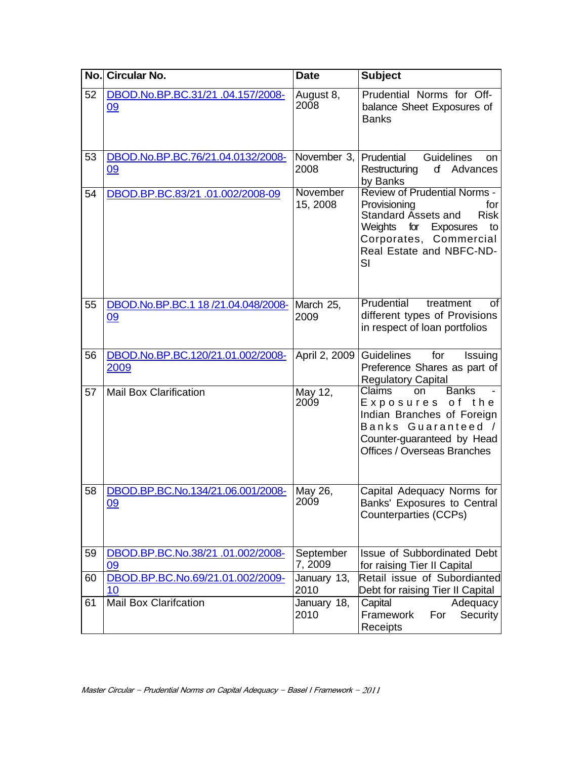| No. | Circular No. | Date | Subject |
|---|---|---|---|
| 52 | DBOD.No.BP.BC.31/21 .04.157/2008-09 | August 8, 2008 | Prudential Norms for Off-balance Sheet Exposures of Banks |
| 53 | DBOD.No.BP.BC.76/21.04.0132/2008-09 | November 3, 2008 | Prudential Guidelines on Restructuring of Advances by Banks |
| 54 | DBOD.BP.BC.83/21 .01.002/2008-09 | November 15, 2008 | Review of Prudential Norms - Provisioning for Standard Assets and Risk Weights for Exposures to Corporates, Commercial Real Estate and NBFC-ND-SI |
| 55 | DBOD.No.BP.BC.1 18 /21.04.048/2008-09 | March 25, 2009 | Prudential treatment of different types of Provisions in respect of loan portfolios |
| 56 | DBOD.No.BP.BC.120/21.01.002/2008-2009 | April 2, 2009 | Guidelines for Issuing Preference Shares as part of Regulatory Capital |
| 57 | Mail Box Clarification | May 12, 2009 | Claims on Banks - Exposures of the Indian Branches of Foreign Banks Guaranteed / Counter-guaranteed by Head Offices / Overseas Branches |
| 58 | DBOD.BP.BC.No.134/21.06.001/2008-09 | May 26, 2009 | Capital Adequacy Norms for Banks' Exposures to Central Counterparties (CCPs) |
| 59 | DBOD.BP.BC.No.38/21 .01.002/2008-09 | September 7, 2009 | Issue of Subbordinated Debt for raising Tier II Capital |
| 60 | DBOD.BP.BC.No.69/21.01.002/2009-10 | January 13, 2010 | Retail issue of Subordianted Debt for raising Tier II Capital |
| 61 | Mail Box Clarifcation | January 18, 2010 | Capital Adequacy Framework For Security Receipts |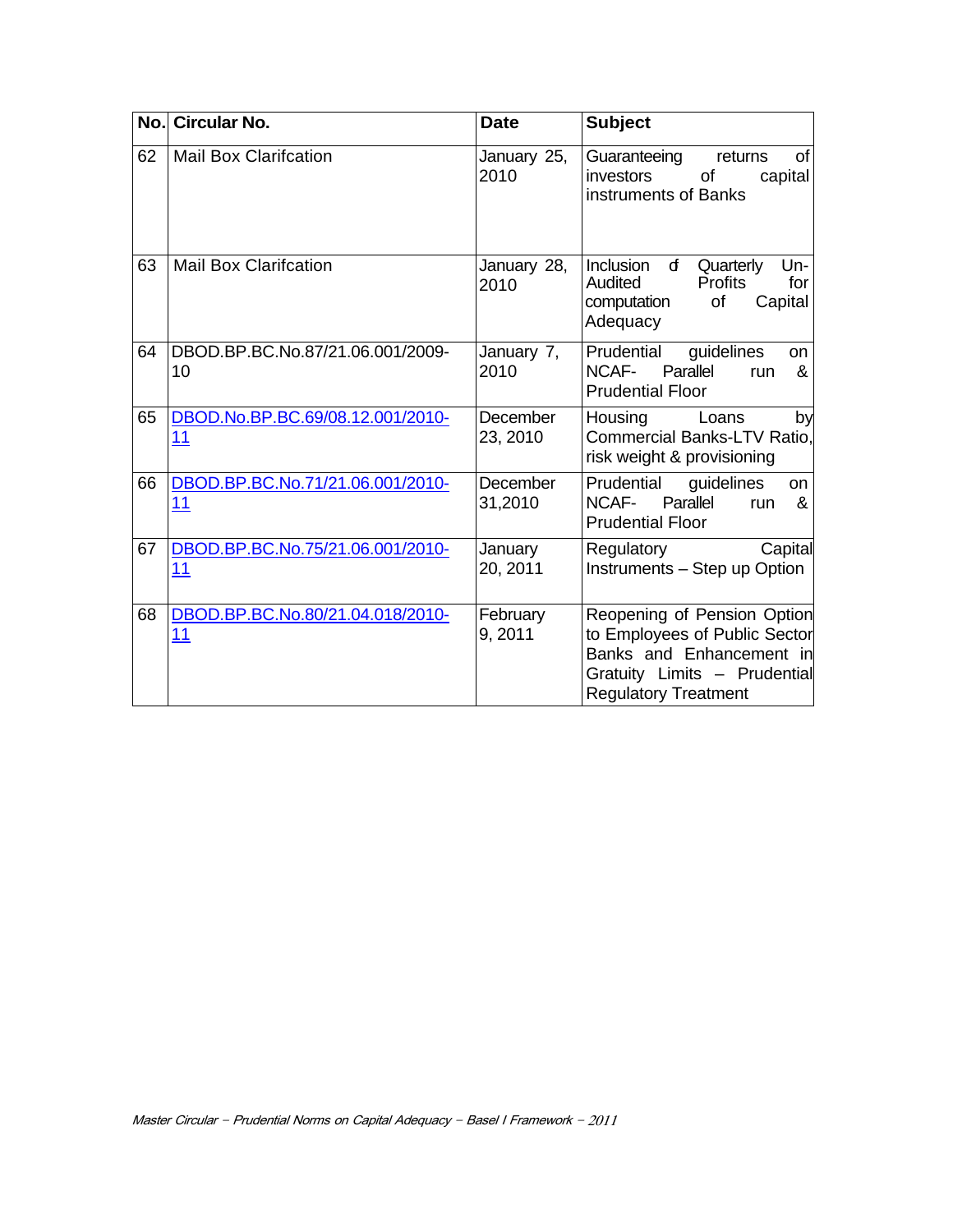| No. | Circular No. | Date | Subject |
|---|---|---|---|
| 62 | Mail Box Clarifcation | January 25, 2010 | Guaranteeing returns of investors of capital instruments of Banks |
| 63 | Mail Box Clarifcation | January 28, 2010 | Inclusion of Quarterly Un-Audited Profits for computation of Capital Adequacy |
| 64 | DBOD.BP.BC.No.87/21.06.001/2009-10 | January 7, 2010 | Prudential guidelines on NCAF- Parallel run & Prudential Floor |
| 65 | DBOD.No.BP.BC.69/08.12.001/2010-11 | December 23, 2010 | Housing Loans by Commercial Banks-LTV Ratio, risk weight & provisioning |
| 66 | DBOD.BP.BC.No.71/21.06.001/2010-11 | December 31,2010 | Prudential guidelines on NCAF- Parallel run & Prudential Floor |
| 67 | DBOD.BP.BC.No.75/21.06.001/2010-11 | January 20, 2011 | Regulatory Capital Instruments – Step up Option |
| 68 | DBOD.BP.BC.No.80/21.04.018/2010-11 | February 9, 2011 | Reopening of Pension Option to Employees of Public Sector Banks and Enhancement in Gratuity Limits – Prudential Regulatory Treatment |